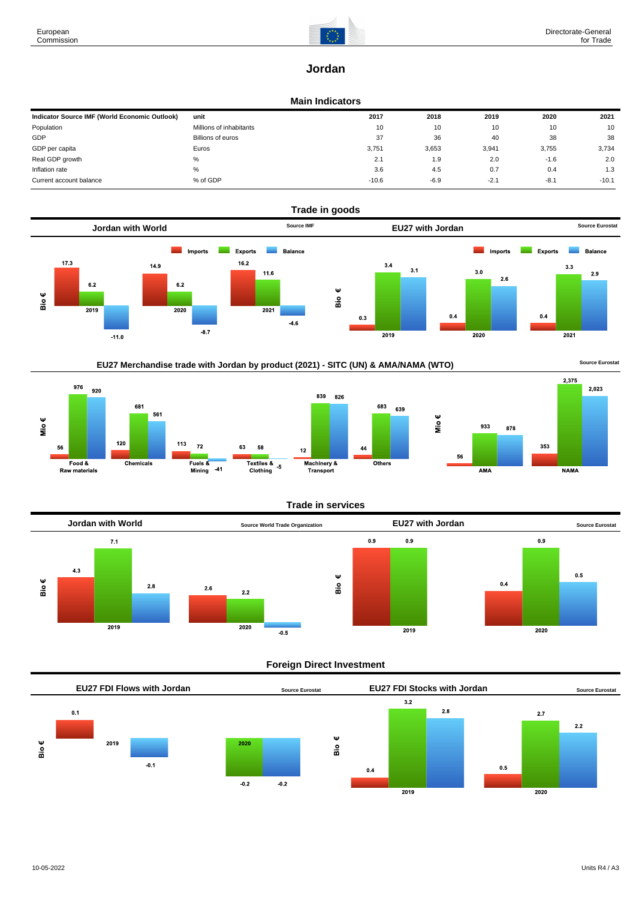# Jordan

## Main Indicators

| Indicator Source IMF (World Economic Outlook) | unit | 2017 | 2018 | 2019 | 2020 | 2021 |
|---|---|---|---|---|---|---|
| Population | Millions of inhabitants | 10 | 10 | 10 | 10 | 10 |
| GDP | Billions of euros | 37 | 36 | 40 | 38 | 38 |
| GDP per capita | Euros | 3,751 | 3,653 | 3,941 | 3,755 | 3,734 |
| Real GDP growth | % | 2.1 | 1.9 | 2.0 | -1.6 | 2.0 |
| Inflation rate | % | 3.6 | 4.5 | 0.7 | 0.4 | 1.3 |
| Current account balance | % of GDP | -10.6 | -6.9 | -2.1 | -8.1 | -10.1 |

## Trade in goods

### Jordan with World

Source IMF

Bio €

| | Imports | Exports | Balance |
|---|---|---|---|
| 2019 | 17.3 | 6.2 | -11.0 |
| 2020 | 14.9 | 6.2 | -8.7 |
| 2021 | 16.2 | 11.6 | -4.6 |

### EU27 with Jordan

Source Eurostat

Bio €

| | Imports | Exports | Balance |
|---|---|---|---|
| 2019 | 0.3 | 3.4 | 3.1 |
| 2020 | 0.4 | 3.0 | 2.6 |
| 2021 | 0.4 | 3.3 | 2.9 |

### EU27 Merchandise trade with Jordan by product (2021) - SITC (UN) & AMA/NAMA (WTO)

Source Eurostat

Mio €

| | Imports | Exports | Balance |
|---|---|---|---|
| Food & Raw materials | 56 | 976 | 920 |
| Chemicals | 120 | 681 | 561 |
| Fuels & Mining | 113 | 72 | -41 |
| Textiles & Clothing | 63 | 58 | -5 |
| Machinery & Transport | 12 | 839 | 826 |
| Others | 44 | 683 | 639 |
| AMA | 56 | 933 | 878 |
| NAMA | 353 | 2,375 | 2,023 |

## Trade in services

### Jordan with World

Source World Trade Organization

Bio €

| | Imports | Exports | Balance |
|---|---|---|---|
| 2019 | 4.3 | 7.1 | 2.8 |
| 2020 | 2.6 | 2.2 | -0.5 |

### EU27 with Jordan

Source Eurostat

Bio €

| | Imports | Exports | Balance |
|---|---|---|---|
| 2019 | 0.9 | 0.9 | |
| 2020 | 0.4 | 0.9 | 0.5 |

## Foreign Direct Investment

### EU27 FDI Flows with Jordan

Source Eurostat

Bio €

| | Inward | Outward | Balance |
|---|---|---|---|
| 2019 | 0.1 | | -0.1 |
| 2020 | | -0.2 | -0.2 |

### EU27 FDI Stocks with Jordan

Source Eurostat

Bio €

| | Inward | Outward | Balance |
|---|---|---|---|
| 2019 | 0.4 | 3.2 | 2.8 |
| 2020 | 0.5 | 2.7 | 2.2 |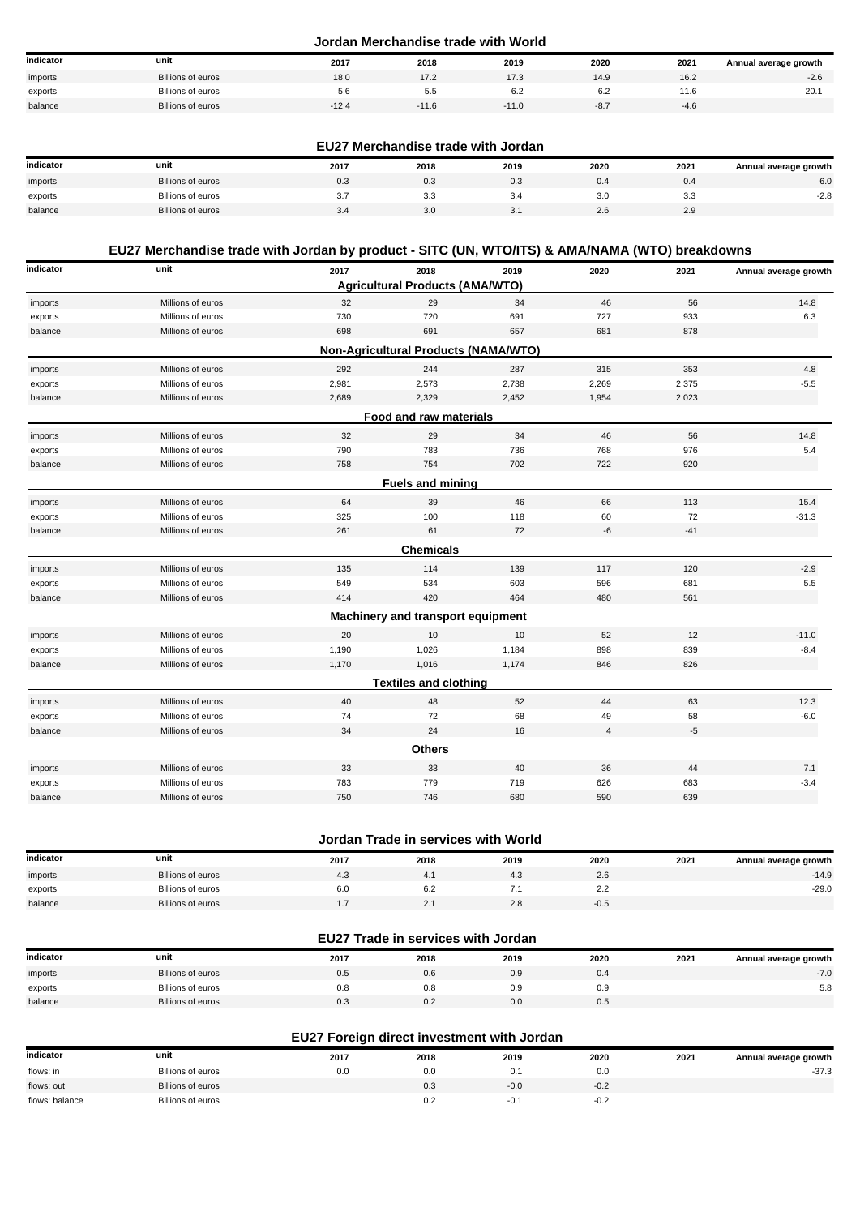## Jordan Merchandise trade with World

| indicator | unit | 2017 | 2018 | 2019 | 2020 | 2021 | Annual average growth |
|---|---|---|---|---|---|---|---|
| imports | Billions of euros | 18.0 | 17.2 | 17.3 | 14.9 | 16.2 | -2.6 |
| exports | Billions of euros | 5.6 | 5.5 | 6.2 | 6.2 | 11.6 | 20.1 |
| balance | Billions of euros | -12.4 | -11.6 | -11.0 | -8.7 | -4.6 | |

## EU27 Merchandise trade with Jordan

| indicator | unit | 2017 | 2018 | 2019 | 2020 | 2021 | Annual average growth |
|---|---|---|---|---|---|---|---|
| imports | Billions of euros | 0.3 | 0.3 | 0.3 | 0.4 | 0.4 | 6.0 |
| exports | Billions of euros | 3.7 | 3.3 | 3.4 | 3.0 | 3.3 | -2.8 |
| balance | Billions of euros | 3.4 | 3.0 | 3.1 | 2.6 | 2.9 | |

## EU27 Merchandise trade with Jordan by product - SITC (UN, WTO/ITS) & AMA/NAMA (WTO) breakdowns

| indicator | unit | 2017 | 2018 | 2019 | 2020 | 2021 | Annual average growth |
|---|---|---|---|---|---|---|---|
| | | | **Agricultural Products (AMA/WTO)** | | | | |
| imports | Millions of euros | 32 | 29 | 34 | 46 | 56 | 14.8 |
| exports | Millions of euros | 730 | 720 | 691 | 727 | 933 | 6.3 |
| balance | Millions of euros | 698 | 691 | 657 | 681 | 878 | |
| | | | **Non-Agricultural Products (NAMA/WTO)** | | | | |
| imports | Millions of euros | 292 | 244 | 287 | 315 | 353 | 4.8 |
| exports | Millions of euros | 2,981 | 2,573 | 2,738 | 2,269 | 2,375 | -5.5 |
| balance | Millions of euros | 2,689 | 2,329 | 2,452 | 1,954 | 2,023 | |
| | | | **Food and raw materials** | | | | |
| imports | Millions of euros | 32 | 29 | 34 | 46 | 56 | 14.8 |
| exports | Millions of euros | 790 | 783 | 736 | 768 | 976 | 5.4 |
| balance | Millions of euros | 758 | 754 | 702 | 722 | 920 | |
| | | | **Fuels and mining** | | | | |
| imports | Millions of euros | 64 | 39 | 46 | 66 | 113 | 15.4 |
| exports | Millions of euros | 325 | 100 | 118 | 60 | 72 | -31.3 |
| balance | Millions of euros | 261 | 61 | 72 | -6 | -41 | |
| | | | **Chemicals** | | | | |
| imports | Millions of euros | 135 | 114 | 139 | 117 | 120 | -2.9 |
| exports | Millions of euros | 549 | 534 | 603 | 596 | 681 | 5.5 |
| balance | Millions of euros | 414 | 420 | 464 | 480 | 561 | |
| | | | **Machinery and transport equipment** | | | | |
| imports | Millions of euros | 20 | 10 | 10 | 52 | 12 | -11.0 |
| exports | Millions of euros | 1,190 | 1,026 | 1,184 | 898 | 839 | -8.4 |
| balance | Millions of euros | 1,170 | 1,016 | 1,174 | 846 | 826 | |
| | | | **Textiles and clothing** | | | | |
| imports | Millions of euros | 40 | 48 | 52 | 44 | 63 | 12.3 |
| exports | Millions of euros | 74 | 72 | 68 | 49 | 58 | -6.0 |
| balance | Millions of euros | 34 | 24 | 16 | 4 | -5 | |
| | | | **Others** | | | | |
| imports | Millions of euros | 33 | 33 | 40 | 36 | 44 | 7.1 |
| exports | Millions of euros | 783 | 779 | 719 | 626 | 683 | -3.4 |
| balance | Millions of euros | 750 | 746 | 680 | 590 | 639 | |

## Jordan Trade in services with World

| indicator | unit | 2017 | 2018 | 2019 | 2020 | 2021 | Annual average growth |
|---|---|---|---|---|---|---|---|
| imports | Billions of euros | 4.3 | 4.1 | 4.3 | 2.6 | | -14.9 |
| exports | Billions of euros | 6.0 | 6.2 | 7.1 | 2.2 | | -29.0 |
| balance | Billions of euros | 1.7 | 2.1 | 2.8 | -0.5 | | |

## EU27 Trade in services with Jordan

| indicator | unit | 2017 | 2018 | 2019 | 2020 | 2021 | Annual average growth |
|---|---|---|---|---|---|---|---|
| imports | Billions of euros | 0.5 | 0.6 | 0.9 | 0.4 | | -7.0 |
| exports | Billions of euros | 0.8 | 0.8 | 0.9 | 0.9 | | 5.8 |
| balance | Billions of euros | 0.3 | 0.2 | 0.0 | 0.5 | | |

## EU27 Foreign direct investment with Jordan

| indicator | unit | 2017 | 2018 | 2019 | 2020 | 2021 | Annual average growth |
|---|---|---|---|---|---|---|---|
| flows: in | Billions of euros | 0.0 | 0.0 | 0.1 | 0.0 | | -37.3 |
| flows: out | Billions of euros | | 0.3 | -0.0 | -0.2 | | |
| flows: balance | Billions of euros | | 0.2 | -0.1 | -0.2 | | |